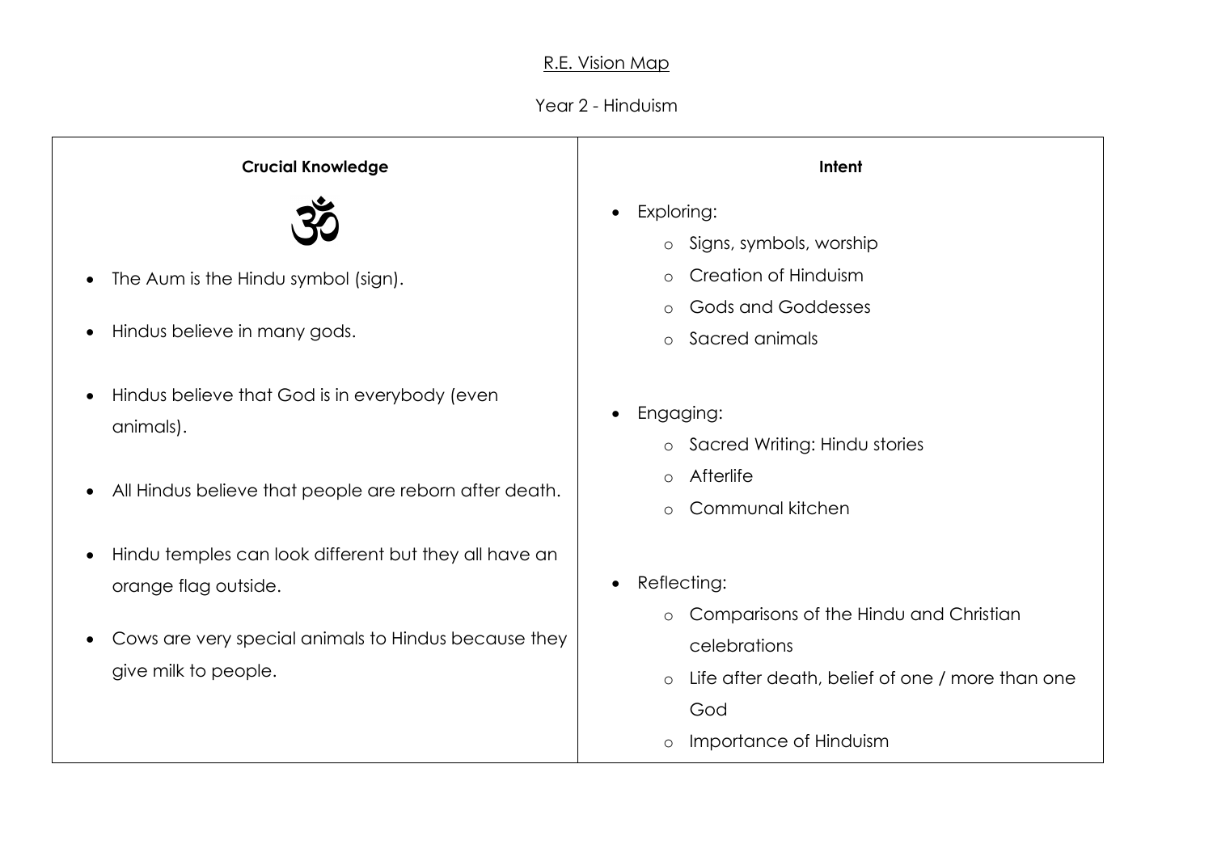# R.E. Vision Map

## Year 2 - Hinduism

| Crucial Knowledge | Intent |
| --- | --- |
| ॐ<br><br>• The Aum is the Hindu symbol (sign).<br>• Hindus believe in many gods.<br>• Hindus believe that God is in everybody (even animals).<br>• All Hindus believe that people are reborn after death.<br>• Hindu temples can look different but they all have an orange flag outside.<br>• Cows are very special animals to Hindus because they give milk to people. | • Exploring:<br>&nbsp;&nbsp;o Signs, symbols, worship<br>&nbsp;&nbsp;o Creation of Hinduism<br>&nbsp;&nbsp;o Gods and Goddesses<br>&nbsp;&nbsp;o Sacred animals<br><br>• Engaging:<br>&nbsp;&nbsp;o Sacred Writing: Hindu stories<br>&nbsp;&nbsp;o Afterlife<br>&nbsp;&nbsp;o Communal kitchen<br><br>• Reflecting:<br>&nbsp;&nbsp;o Comparisons of the Hindu and Christian celebrations<br>&nbsp;&nbsp;o Life after death, belief of one / more than one God<br>&nbsp;&nbsp;o Importance of Hinduism |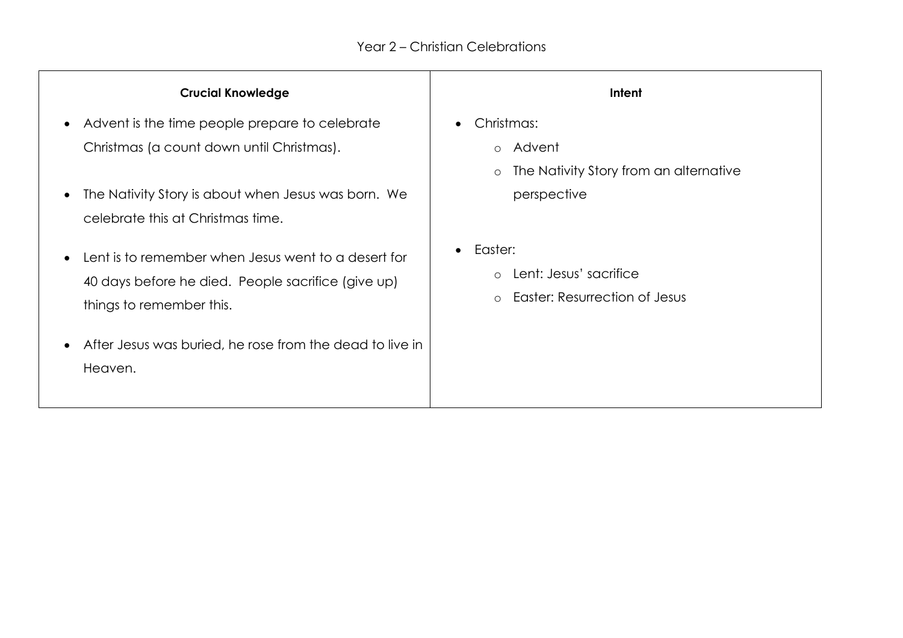Year 2 – Christian Celebrations

| Crucial Knowledge | Intent |
|---|---|
| • Advent is the time people prepare to celebrate Christmas (a count down until Christmas).<br><br>• The Nativity Story is about when Jesus was born. We celebrate this at Christmas time.<br><br>• Lent is to remember when Jesus went to a desert for 40 days before he died. People sacrifice (give up) things to remember this.<br><br>• After Jesus was buried, he rose from the dead to live in Heaven. | • Christmas:<br>&nbsp;&nbsp;&nbsp;&nbsp;o Advent<br>&nbsp;&nbsp;&nbsp;&nbsp;o The Nativity Story from an alternative perspective<br><br>• Easter:<br>&nbsp;&nbsp;&nbsp;&nbsp;o Lent: Jesus' sacrifice<br>&nbsp;&nbsp;&nbsp;&nbsp;o Easter: Resurrection of Jesus |